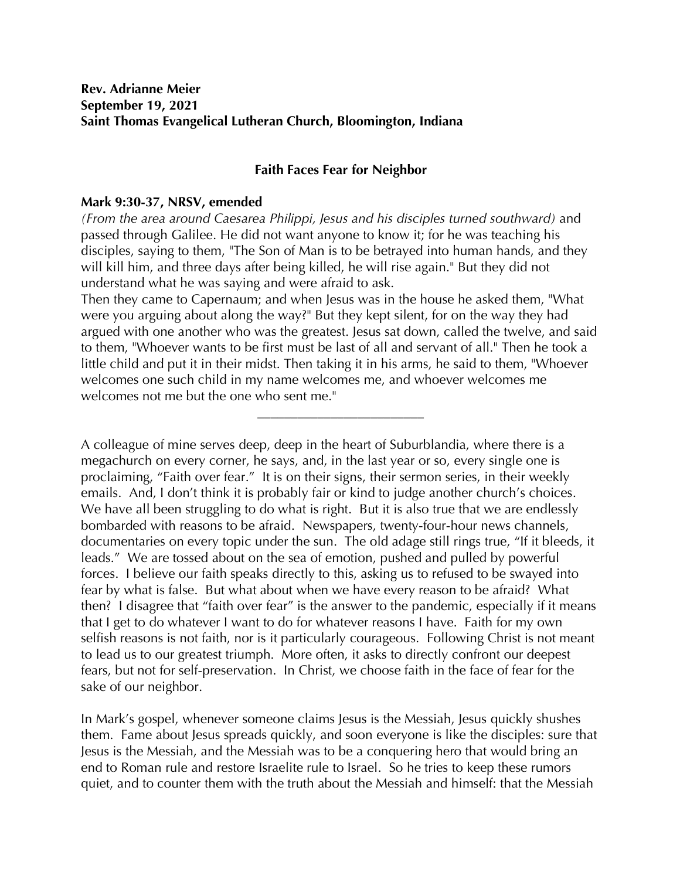**Rev. Adrianne Meier**
**September 19, 2021**
**Saint Thomas Evangelical Lutheran Church, Bloomington, Indiana**

## Faith Faces Fear for Neighbor

**Mark 9:30-37, NRSV, emended**

*(From the area around Caesarea Philippi, Jesus and his disciples turned southward)* and passed through Galilee. He did not want anyone to know it; for he was teaching his disciples, saying to them, "The Son of Man is to be betrayed into human hands, and they will kill him, and three days after being killed, he will rise again." But they did not understand what he was saying and were afraid to ask.

Then they came to Capernaum; and when Jesus was in the house he asked them, "What were you arguing about along the way?" But they kept silent, for on the way they had argued with one another who was the greatest. Jesus sat down, called the twelve, and said to them, "Whoever wants to be first must be last of all and servant of all." Then he took a little child and put it in their midst. Then taking it in his arms, he said to them, "Whoever welcomes one such child in my name welcomes me, and whoever welcomes me welcomes not me but the one who sent me."

---

A colleague of mine serves deep, deep in the heart of Suburblandia, where there is a megachurch on every corner, he says, and, in the last year or so, every single one is proclaiming, "Faith over fear." It is on their signs, their sermon series, in their weekly emails. And, I don't think it is probably fair or kind to judge another church's choices. We have all been struggling to do what is right. But it is also true that we are endlessly bombarded with reasons to be afraid. Newspapers, twenty-four-hour news channels, documentaries on every topic under the sun. The old adage still rings true, "If it bleeds, it leads." We are tossed about on the sea of emotion, pushed and pulled by powerful forces. I believe our faith speaks directly to this, asking us to refused to be swayed into fear by what is false. But what about when we have every reason to be afraid? What then? I disagree that "faith over fear" is the answer to the pandemic, especially if it means that I get to do whatever I want to do for whatever reasons I have. Faith for my own selfish reasons is not faith, nor is it particularly courageous. Following Christ is not meant to lead us to our greatest triumph. More often, it asks to directly confront our deepest fears, but not for self-preservation. In Christ, we choose faith in the face of fear for the sake of our neighbor.

In Mark's gospel, whenever someone claims Jesus is the Messiah, Jesus quickly shushes them. Fame about Jesus spreads quickly, and soon everyone is like the disciples: sure that Jesus is the Messiah, and the Messiah was to be a conquering hero that would bring an end to Roman rule and restore Israelite rule to Israel. So he tries to keep these rumors quiet, and to counter them with the truth about the Messiah and himself: that the Messiah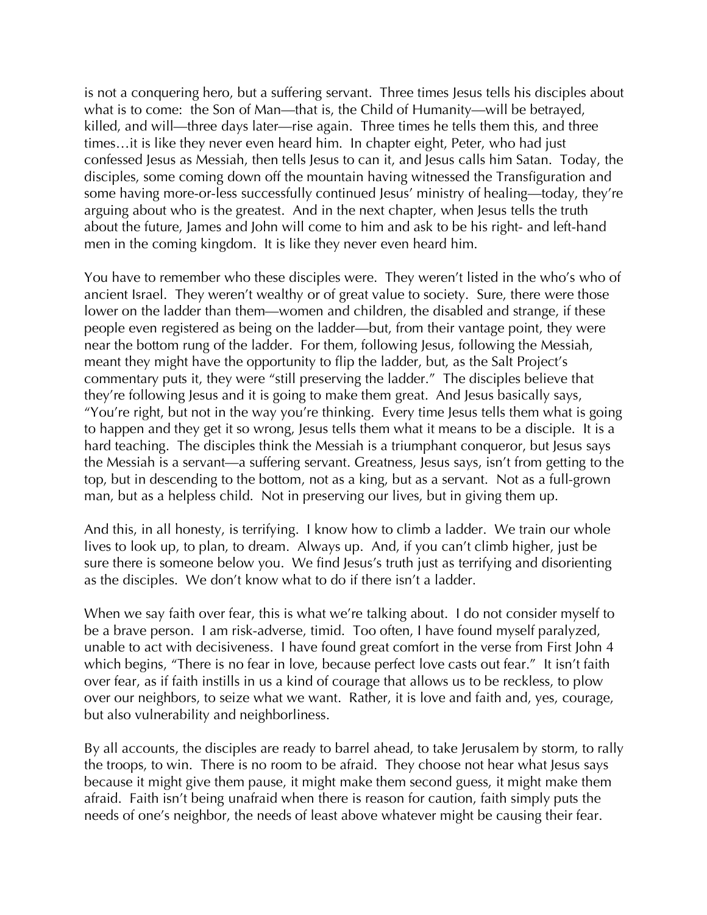is not a conquering hero, but a suffering servant. Three times Jesus tells his disciples about what is to come: the Son of Man—that is, the Child of Humanity—will be betrayed, killed, and will—three days later—rise again. Three times he tells them this, and three times…it is like they never even heard him. In chapter eight, Peter, who had just confessed Jesus as Messiah, then tells Jesus to can it, and Jesus calls him Satan. Today, the disciples, some coming down off the mountain having witnessed the Transfiguration and some having more-or-less successfully continued Jesus' ministry of healing—today, they're arguing about who is the greatest. And in the next chapter, when Jesus tells the truth about the future, James and John will come to him and ask to be his right- and left-hand men in the coming kingdom. It is like they never even heard him.

You have to remember who these disciples were. They weren't listed in the who's who of ancient Israel. They weren't wealthy or of great value to society. Sure, there were those lower on the ladder than them—women and children, the disabled and strange, if these people even registered as being on the ladder—but, from their vantage point, they were near the bottom rung of the ladder. For them, following Jesus, following the Messiah, meant they might have the opportunity to flip the ladder, but, as the Salt Project's commentary puts it, they were "still preserving the ladder." The disciples believe that they're following Jesus and it is going to make them great. And Jesus basically says, "You're right, but not in the way you're thinking. Every time Jesus tells them what is going to happen and they get it so wrong, Jesus tells them what it means to be a disciple. It is a hard teaching. The disciples think the Messiah is a triumphant conqueror, but Jesus says the Messiah is a servant—a suffering servant. Greatness, Jesus says, isn't from getting to the top, but in descending to the bottom, not as a king, but as a servant. Not as a full-grown man, but as a helpless child. Not in preserving our lives, but in giving them up.

And this, in all honesty, is terrifying. I know how to climb a ladder. We train our whole lives to look up, to plan, to dream. Always up. And, if you can't climb higher, just be sure there is someone below you. We find Jesus's truth just as terrifying and disorienting as the disciples. We don't know what to do if there isn't a ladder.

When we say faith over fear, this is what we're talking about. I do not consider myself to be a brave person. I am risk-adverse, timid. Too often, I have found myself paralyzed, unable to act with decisiveness. I have found great comfort in the verse from First John 4 which begins, "There is no fear in love, because perfect love casts out fear." It isn't faith over fear, as if faith instills in us a kind of courage that allows us to be reckless, to plow over our neighbors, to seize what we want. Rather, it is love and faith and, yes, courage, but also vulnerability and neighborliness.

By all accounts, the disciples are ready to barrel ahead, to take Jerusalem by storm, to rally the troops, to win. There is no room to be afraid. They choose not hear what Jesus says because it might give them pause, it might make them second guess, it might make them afraid. Faith isn't being unafraid when there is reason for caution, faith simply puts the needs of one's neighbor, the needs of least above whatever might be causing their fear.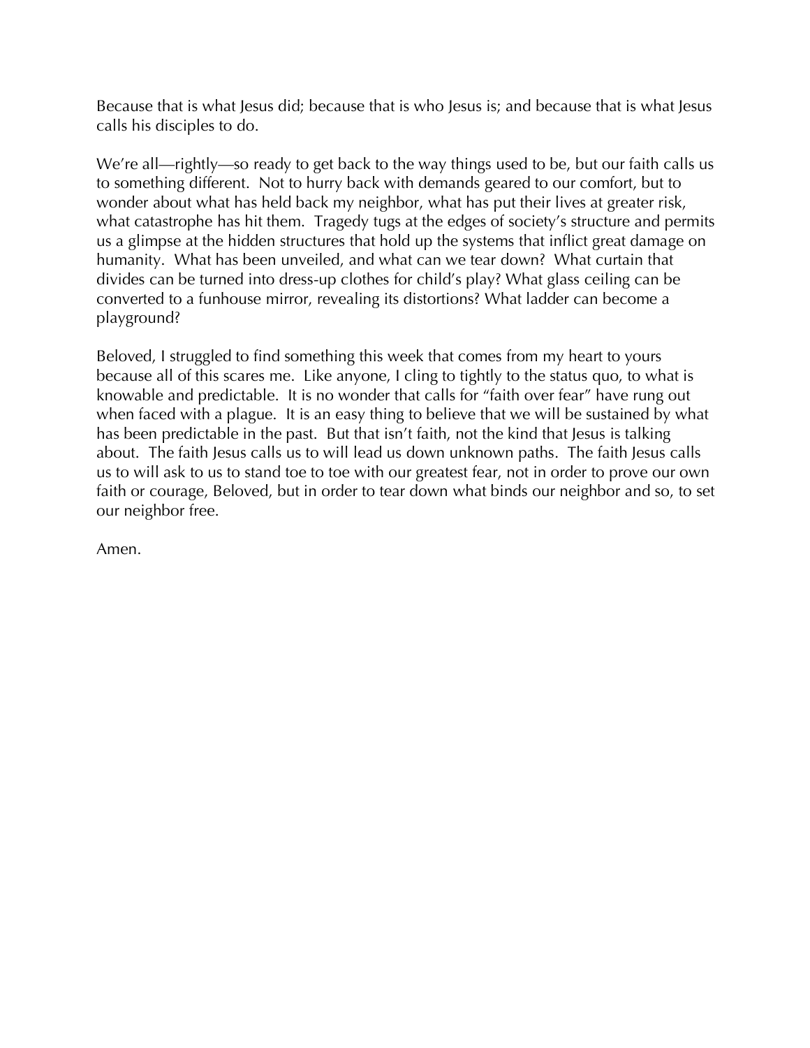Because that is what Jesus did; because that is who Jesus is; and because that is what Jesus calls his disciples to do.

We're all—rightly—so ready to get back to the way things used to be, but our faith calls us to something different. Not to hurry back with demands geared to our comfort, but to wonder about what has held back my neighbor, what has put their lives at greater risk, what catastrophe has hit them. Tragedy tugs at the edges of society's structure and permits us a glimpse at the hidden structures that hold up the systems that inflict great damage on humanity. What has been unveiled, and what can we tear down? What curtain that divides can be turned into dress-up clothes for child's play? What glass ceiling can be converted to a funhouse mirror, revealing its distortions? What ladder can become a playground?

Beloved, I struggled to find something this week that comes from my heart to yours because all of this scares me. Like anyone, I cling to tightly to the status quo, to what is knowable and predictable. It is no wonder that calls for "faith over fear" have rung out when faced with a plague. It is an easy thing to believe that we will be sustained by what has been predictable in the past. But that isn't faith, not the kind that Jesus is talking about. The faith Jesus calls us to will lead us down unknown paths. The faith Jesus calls us to will ask to us to stand toe to toe with our greatest fear, not in order to prove our own faith or courage, Beloved, but in order to tear down what binds our neighbor and so, to set our neighbor free.

Amen.